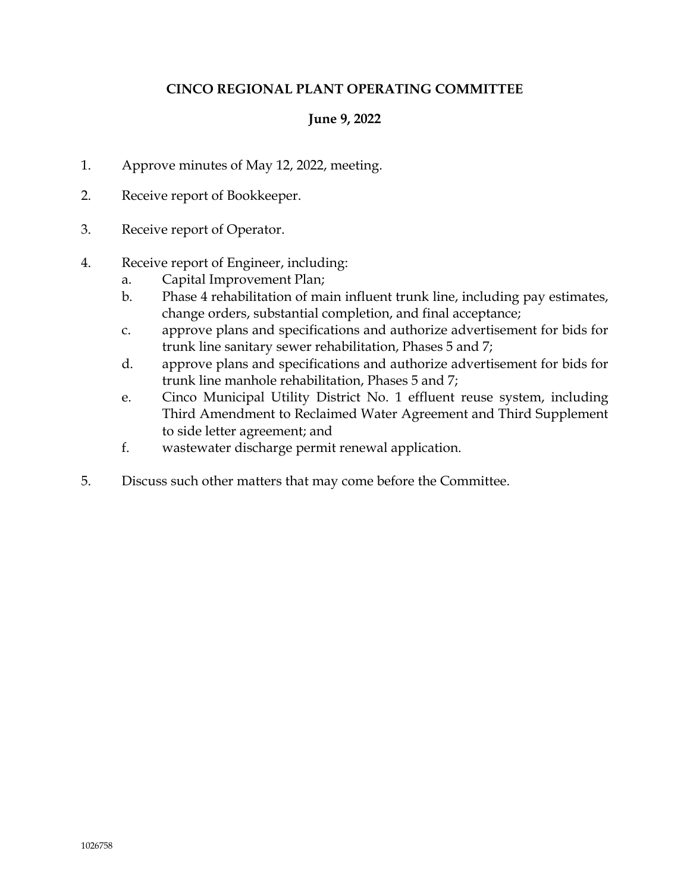**CINCO REGIONAL PLANT OPERATING COMMITTEE**

**June 9, 2022**

1. Approve minutes of May 12, 2022, meeting.

2. Receive report of Bookkeeper.

3. Receive report of Operator.

4. Receive report of Engineer, including:
   a. Capital Improvement Plan;
   b. Phase 4 rehabilitation of main influent trunk line, including pay estimates, change orders, substantial completion, and final acceptance;
   c. approve plans and specifications and authorize advertisement for bids for trunk line sanitary sewer rehabilitation, Phases 5 and 7;
   d. approve plans and specifications and authorize advertisement for bids for trunk line manhole rehabilitation, Phases 5 and 7;
   e. Cinco Municipal Utility District No. 1 effluent reuse system, including Third Amendment to Reclaimed Water Agreement and Third Supplement to side letter agreement; and
   f. wastewater discharge permit renewal application.

5. Discuss such other matters that may come before the Committee.

1026758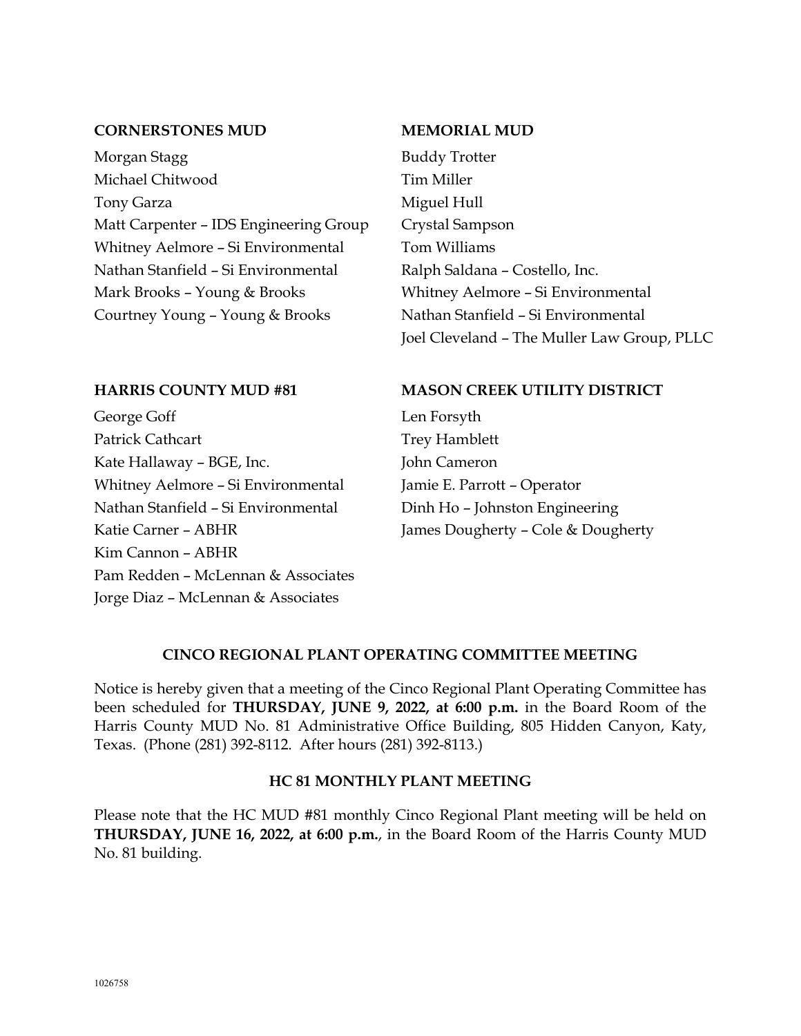**CORNERSTONES MUD**

Morgan Stagg
Michael Chitwood
Tony Garza
Matt Carpenter – IDS Engineering Group
Whitney Aelmore – Si Environmental
Nathan Stanfield – Si Environmental
Mark Brooks – Young & Brooks
Courtney Young – Young & Brooks

**MEMORIAL MUD**

Buddy Trotter
Tim Miller
Miguel Hull
Crystal Sampson
Tom Williams
Ralph Saldana – Costello, Inc.
Whitney Aelmore – Si Environmental
Nathan Stanfield – Si Environmental
Joel Cleveland – The Muller Law Group, PLLC

**HARRIS COUNTY MUD #81**

George Goff
Patrick Cathcart
Kate Hallaway – BGE, Inc.
Whitney Aelmore – Si Environmental
Nathan Stanfield – Si Environmental
Katie Carner – ABHR
Kim Cannon – ABHR
Pam Redden – McLennan & Associates
Jorge Diaz – McLennan & Associates

**MASON CREEK UTILITY DISTRICT**

Len Forsyth
Trey Hamblett
John Cameron
Jamie E. Parrott – Operator
Dinh Ho – Johnston Engineering
James Dougherty – Cole & Dougherty

## CINCO REGIONAL PLANT OPERATING COMMITTEE MEETING

Notice is hereby given that a meeting of the Cinco Regional Plant Operating Committee has been scheduled for **THURSDAY, JUNE 9, 2022, at 6:00 p.m.** in the Board Room of the Harris County MUD No. 81 Administrative Office Building, 805 Hidden Canyon, Katy, Texas. (Phone (281) 392-8112. After hours (281) 392-8113.)

## HC 81 MONTHLY PLANT MEETING

Please note that the HC MUD #81 monthly Cinco Regional Plant meeting will be held on **THURSDAY, JUNE 16, 2022, at 6:00 p.m.**, in the Board Room of the Harris County MUD No. 81 building.

1026758